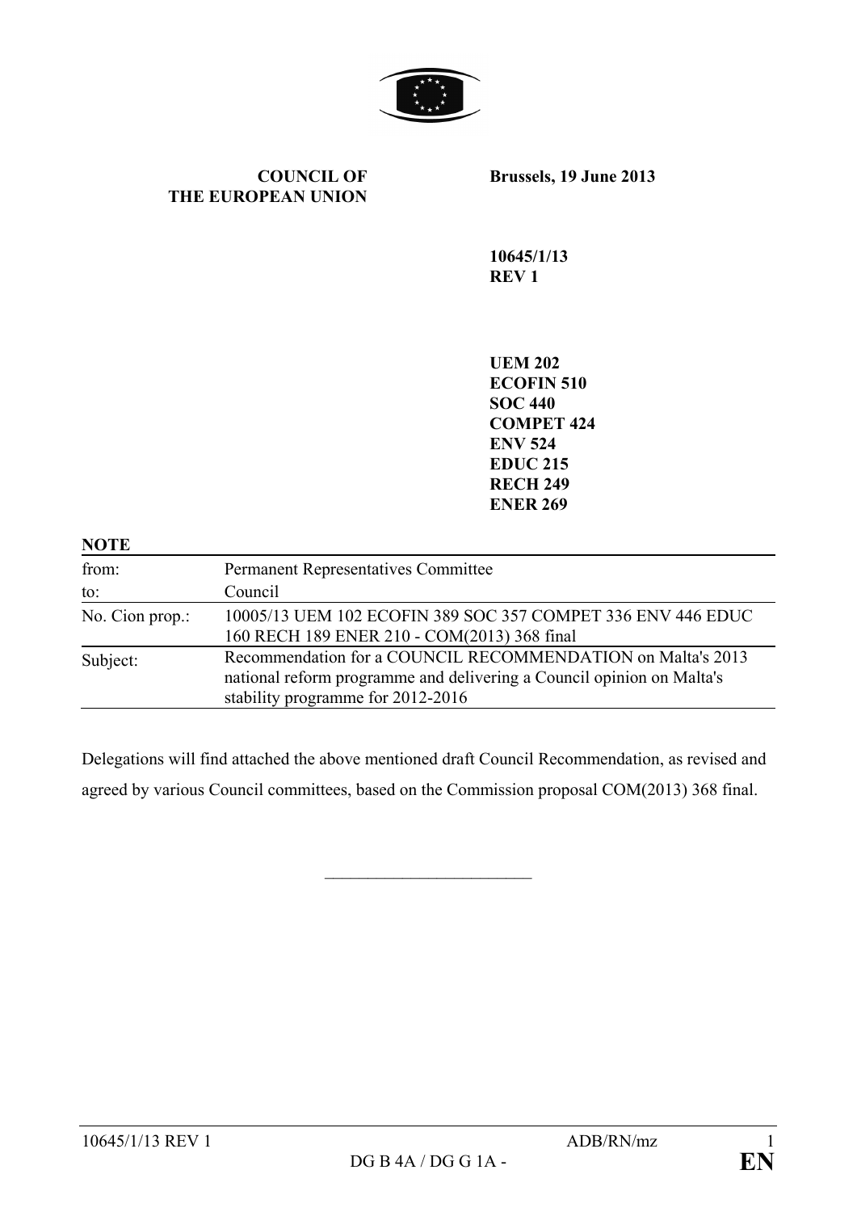**COUNCIL OF THE EUROPEAN UNION**

**Brussels, 19 June 2013**

**10645/1/13 REV 1**

**UEM 202**
**ECOFIN 510**
**SOC 440**
**COMPET 424**
**ENV 524**
**EDUC 215**
**RECH 249**
**ENER 269**

**NOTE**

| | |
|---|---|
| from: | Permanent Representatives Committee |
| to: | Council |
| No. Cion prop.: | 10005/13 UEM 102 ECOFIN 389 SOC 357 COMPET 336 ENV 446 EDUC 160 RECH 189 ENER 210 - COM(2013) 368 final |
| Subject: | Recommendation for a COUNCIL RECOMMENDATION on Malta's 2013 national reform programme and delivering a Council opinion on Malta's stability programme for 2012-2016 |

Delegations will find attached the above mentioned draft Council Recommendation, as revised and agreed by various Council committees, based on the Commission proposal COM(2013) 368 final.

\_\_\_\_\_\_\_\_\_\_\_\_\_\_\_\_\_\_\_\_\_\_\_\_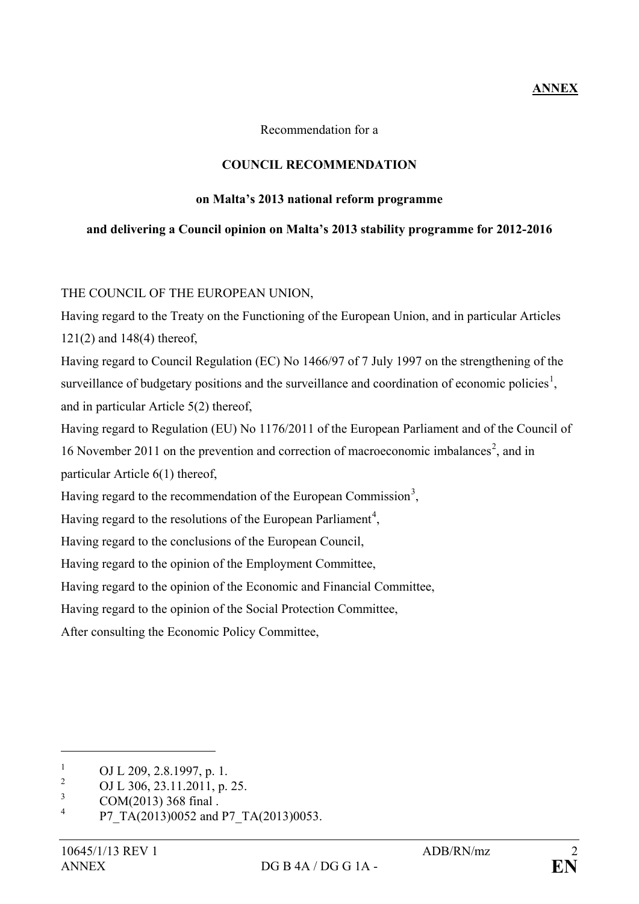**ANNEX**

Recommendation for a

**COUNCIL RECOMMENDATION**

**on Malta's 2013 national reform programme**

**and delivering a Council opinion on Malta's 2013 stability programme for 2012-2016**

THE COUNCIL OF THE EUROPEAN UNION,

Having regard to the Treaty on the Functioning of the European Union, and in particular Articles 121(2) and 148(4) thereof,

Having regard to Council Regulation (EC) No 1466/97 of 7 July 1997 on the strengthening of the surveillance of budgetary positions and the surveillance and coordination of economic policies[1], and in particular Article 5(2) thereof,

Having regard to Regulation (EU) No 1176/2011 of the European Parliament and of the Council of 16 November 2011 on the prevention and correction of macroeconomic imbalances[2], and in particular Article 6(1) thereof,

Having regard to the recommendation of the European Commission[3],

Having regard to the resolutions of the European Parliament[4],

Having regard to the conclusions of the European Council,

Having regard to the opinion of the Employment Committee,

Having regard to the opinion of the Economic and Financial Committee,

Having regard to the opinion of the Social Protection Committee,

After consulting the Economic Policy Committee,

---

[1] OJ L 209, 2.8.1997, p. 1.

[2] OJ L 306, 23.11.2011, p. 25.

[3] COM(2013) 368 final .

[4] P7_TA(2013)0052 and P7_TA(2013)0053.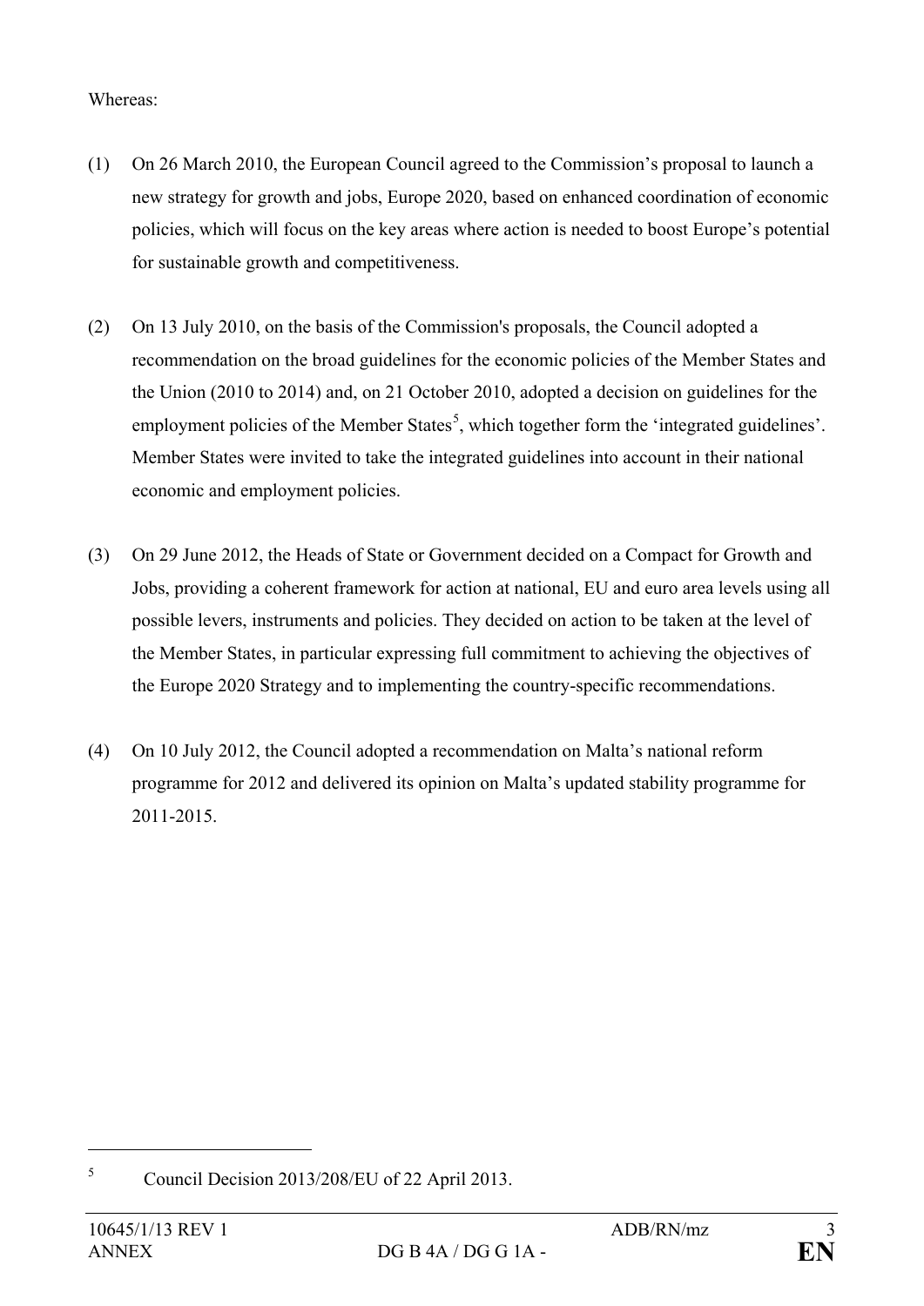Whereas:

(1) On 26 March 2010, the European Council agreed to the Commission's proposal to launch a new strategy for growth and jobs, Europe 2020, based on enhanced coordination of economic policies, which will focus on the key areas where action is needed to boost Europe's potential for sustainable growth and competitiveness.

(2) On 13 July 2010, on the basis of the Commission's proposals, the Council adopted a recommendation on the broad guidelines for the economic policies of the Member States and the Union (2010 to 2014) and, on 21 October 2010, adopted a decision on guidelines for the employment policies of the Member States[5], which together form the 'integrated guidelines'. Member States were invited to take the integrated guidelines into account in their national economic and employment policies.

(3) On 29 June 2012, the Heads of State or Government decided on a Compact for Growth and Jobs, providing a coherent framework for action at national, EU and euro area levels using all possible levers, instruments and policies. They decided on action to be taken at the level of the Member States, in particular expressing full commitment to achieving the objectives of the Europe 2020 Strategy and to implementing the country-specific recommendations.

(4) On 10 July 2012, the Council adopted a recommendation on Malta's national reform programme for 2012 and delivered its opinion on Malta's updated stability programme for 2011-2015.

---

[5] Council Decision 2013/208/EU of 22 April 2013.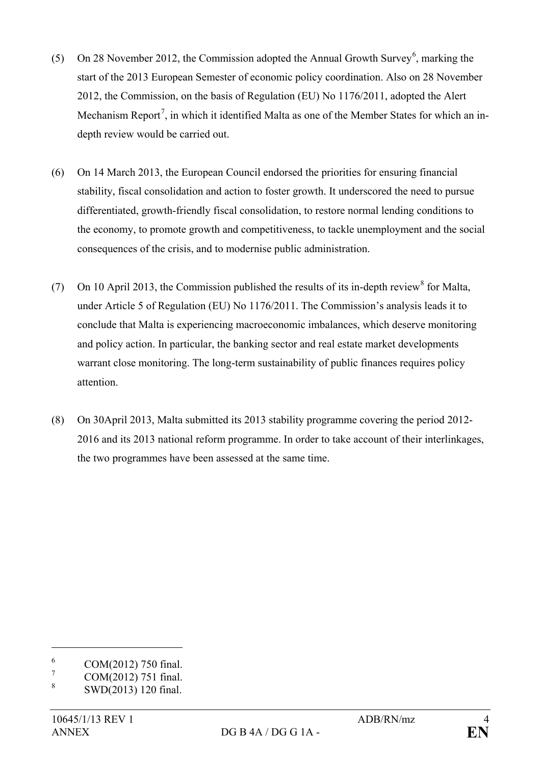(5) On 28 November 2012, the Commission adopted the Annual Growth Survey[6], marking the start of the 2013 European Semester of economic policy coordination. Also on 28 November 2012, the Commission, on the basis of Regulation (EU) No 1176/2011, adopted the Alert Mechanism Report[7], in which it identified Malta as one of the Member States for which an in-depth review would be carried out.

(6) On 14 March 2013, the European Council endorsed the priorities for ensuring financial stability, fiscal consolidation and action to foster growth. It underscored the need to pursue differentiated, growth-friendly fiscal consolidation, to restore normal lending conditions to the economy, to promote growth and competitiveness, to tackle unemployment and the social consequences of the crisis, and to modernise public administration.

(7) On 10 April 2013, the Commission published the results of its in-depth review[8] for Malta, under Article 5 of Regulation (EU) No 1176/2011. The Commission's analysis leads it to conclude that Malta is experiencing macroeconomic imbalances, which deserve monitoring and policy action. In particular, the banking sector and real estate market developments warrant close monitoring. The long-term sustainability of public finances requires policy attention.

(8) On 30April 2013, Malta submitted its 2013 stability programme covering the period 2012-2016 and its 2013 national reform programme. In order to take account of their interlinkages, the two programmes have been assessed at the same time.

---

[6] COM(2012) 750 final.

[7] COM(2012) 751 final.

[8] SWD(2013) 120 final.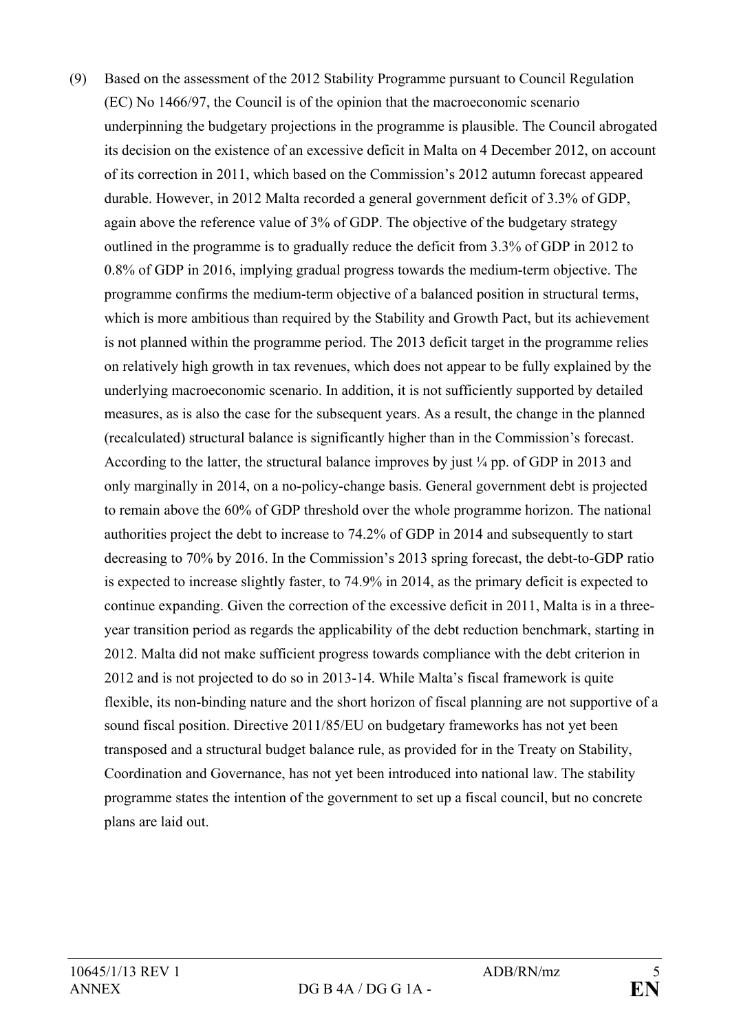(9) Based on the assessment of the 2012 Stability Programme pursuant to Council Regulation (EC) No 1466/97, the Council is of the opinion that the macroeconomic scenario underpinning the budgetary projections in the programme is plausible. The Council abrogated its decision on the existence of an excessive deficit in Malta on 4 December 2012, on account of its correction in 2011, which based on the Commission's 2012 autumn forecast appeared durable. However, in 2012 Malta recorded a general government deficit of 3.3% of GDP, again above the reference value of 3% of GDP. The objective of the budgetary strategy outlined in the programme is to gradually reduce the deficit from 3.3% of GDP in 2012 to 0.8% of GDP in 2016, implying gradual progress towards the medium-term objective. The programme confirms the medium-term objective of a balanced position in structural terms, which is more ambitious than required by the Stability and Growth Pact, but its achievement is not planned within the programme period. The 2013 deficit target in the programme relies on relatively high growth in tax revenues, which does not appear to be fully explained by the underlying macroeconomic scenario. In addition, it is not sufficiently supported by detailed measures, as is also the case for the subsequent years. As a result, the change in the planned (recalculated) structural balance is significantly higher than in the Commission's forecast. According to the latter, the structural balance improves by just ¼ pp. of GDP in 2013 and only marginally in 2014, on a no-policy-change basis. General government debt is projected to remain above the 60% of GDP threshold over the whole programme horizon. The national authorities project the debt to increase to 74.2% of GDP in 2014 and subsequently to start decreasing to 70% by 2016. In the Commission's 2013 spring forecast, the debt-to-GDP ratio is expected to increase slightly faster, to 74.9% in 2014, as the primary deficit is expected to continue expanding. Given the correction of the excessive deficit in 2011, Malta is in a three-year transition period as regards the applicability of the debt reduction benchmark, starting in 2012. Malta did not make sufficient progress towards compliance with the debt criterion in 2012 and is not projected to do so in 2013-14. While Malta's fiscal framework is quite flexible, its non-binding nature and the short horizon of fiscal planning are not supportive of a sound fiscal position. Directive 2011/85/EU on budgetary frameworks has not yet been transposed and a structural budget balance rule, as provided for in the Treaty on Stability, Coordination and Governance, has not yet been introduced into national law. The stability programme states the intention of the government to set up a fiscal council, but no concrete plans are laid out.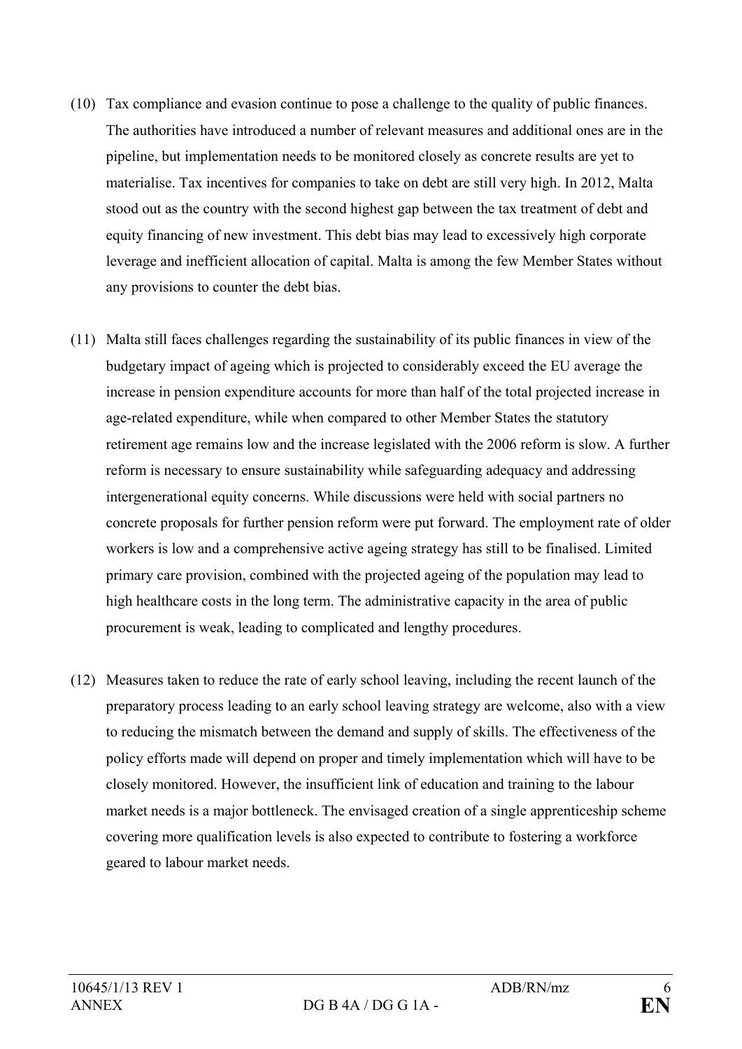(10) Tax compliance and evasion continue to pose a challenge to the quality of public finances. The authorities have introduced a number of relevant measures and additional ones are in the pipeline, but implementation needs to be monitored closely as concrete results are yet to materialise. Tax incentives for companies to take on debt are still very high. In 2012, Malta stood out as the country with the second highest gap between the tax treatment of debt and equity financing of new investment. This debt bias may lead to excessively high corporate leverage and inefficient allocation of capital. Malta is among the few Member States without any provisions to counter the debt bias.

(11) Malta still faces challenges regarding the sustainability of its public finances in view of the budgetary impact of ageing which is projected to considerably exceed the EU average the increase in pension expenditure accounts for more than half of the total projected increase in age-related expenditure, while when compared to other Member States the statutory retirement age remains low and the increase legislated with the 2006 reform is slow. A further reform is necessary to ensure sustainability while safeguarding adequacy and addressing intergenerational equity concerns. While discussions were held with social partners no concrete proposals for further pension reform were put forward. The employment rate of older workers is low and a comprehensive active ageing strategy has still to be finalised. Limited primary care provision, combined with the projected ageing of the population may lead to high healthcare costs in the long term. The administrative capacity in the area of public procurement is weak, leading to complicated and lengthy procedures.

(12) Measures taken to reduce the rate of early school leaving, including the recent launch of the preparatory process leading to an early school leaving strategy are welcome, also with a view to reducing the mismatch between the demand and supply of skills. The effectiveness of the policy efforts made will depend on proper and timely implementation which will have to be closely monitored. However, the insufficient link of education and training to the labour market needs is a major bottleneck. The envisaged creation of a single apprenticeship scheme covering more qualification levels is also expected to contribute to fostering a workforce geared to labour market needs.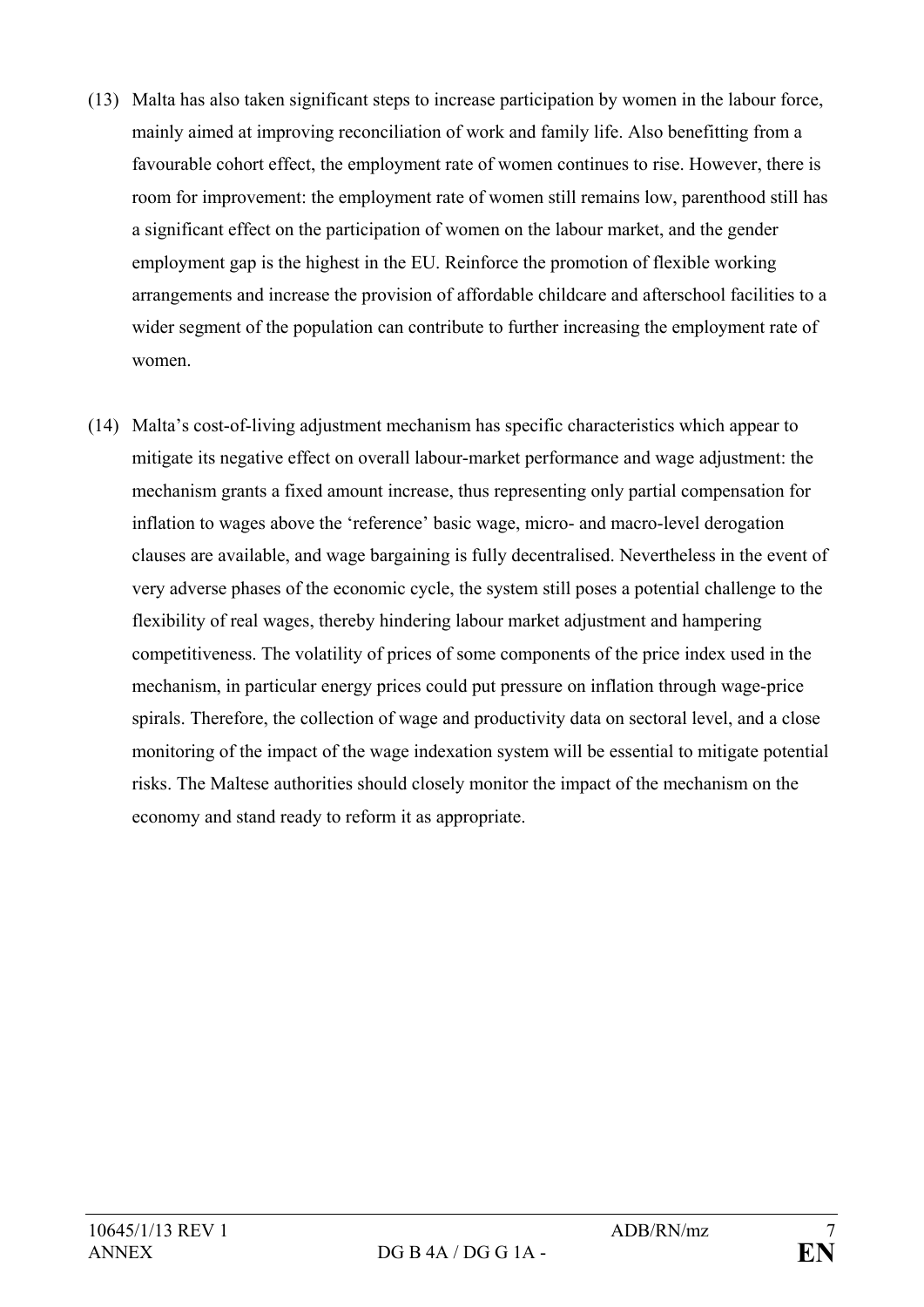(13) Malta has also taken significant steps to increase participation by women in the labour force, mainly aimed at improving reconciliation of work and family life. Also benefitting from a favourable cohort effect, the employment rate of women continues to rise. However, there is room for improvement: the employment rate of women still remains low, parenthood still has a significant effect on the participation of women on the labour market, and the gender employment gap is the highest in the EU. Reinforce the promotion of flexible working arrangements and increase the provision of affordable childcare and afterschool facilities to a wider segment of the population can contribute to further increasing the employment rate of women.

(14) Malta's cost-of-living adjustment mechanism has specific characteristics which appear to mitigate its negative effect on overall labour-market performance and wage adjustment: the mechanism grants a fixed amount increase, thus representing only partial compensation for inflation to wages above the 'reference' basic wage, micro- and macro-level derogation clauses are available, and wage bargaining is fully decentralised. Nevertheless in the event of very adverse phases of the economic cycle, the system still poses a potential challenge to the flexibility of real wages, thereby hindering labour market adjustment and hampering competitiveness. The volatility of prices of some components of the price index used in the mechanism, in particular energy prices could put pressure on inflation through wage-price spirals. Therefore, the collection of wage and productivity data on sectoral level, and a close monitoring of the impact of the wage indexation system will be essential to mitigate potential risks. The Maltese authorities should closely monitor the impact of the mechanism on the economy and stand ready to reform it as appropriate.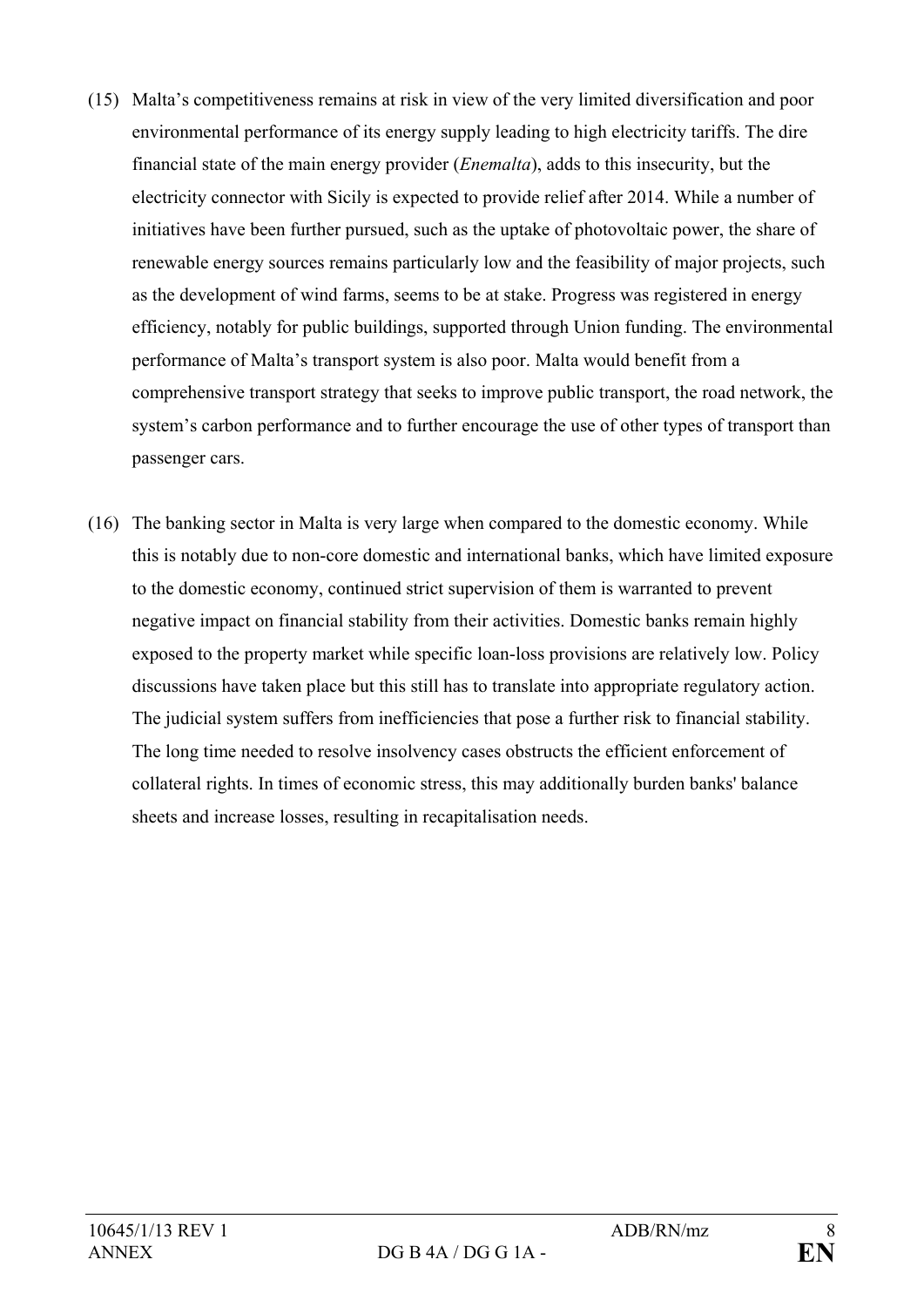(15) Malta's competitiveness remains at risk in view of the very limited diversification and poor environmental performance of its energy supply leading to high electricity tariffs. The dire financial state of the main energy provider (*Enemalta*), adds to this insecurity, but the electricity connector with Sicily is expected to provide relief after 2014. While a number of initiatives have been further pursued, such as the uptake of photovoltaic power, the share of renewable energy sources remains particularly low and the feasibility of major projects, such as the development of wind farms, seems to be at stake. Progress was registered in energy efficiency, notably for public buildings, supported through Union funding. The environmental performance of Malta's transport system is also poor. Malta would benefit from a comprehensive transport strategy that seeks to improve public transport, the road network, the system's carbon performance and to further encourage the use of other types of transport than passenger cars.

(16) The banking sector in Malta is very large when compared to the domestic economy. While this is notably due to non-core domestic and international banks, which have limited exposure to the domestic economy, continued strict supervision of them is warranted to prevent negative impact on financial stability from their activities. Domestic banks remain highly exposed to the property market while specific loan-loss provisions are relatively low. Policy discussions have taken place but this still has to translate into appropriate regulatory action. The judicial system suffers from inefficiencies that pose a further risk to financial stability. The long time needed to resolve insolvency cases obstructs the efficient enforcement of collateral rights. In times of economic stress, this may additionally burden banks' balance sheets and increase losses, resulting in recapitalisation needs.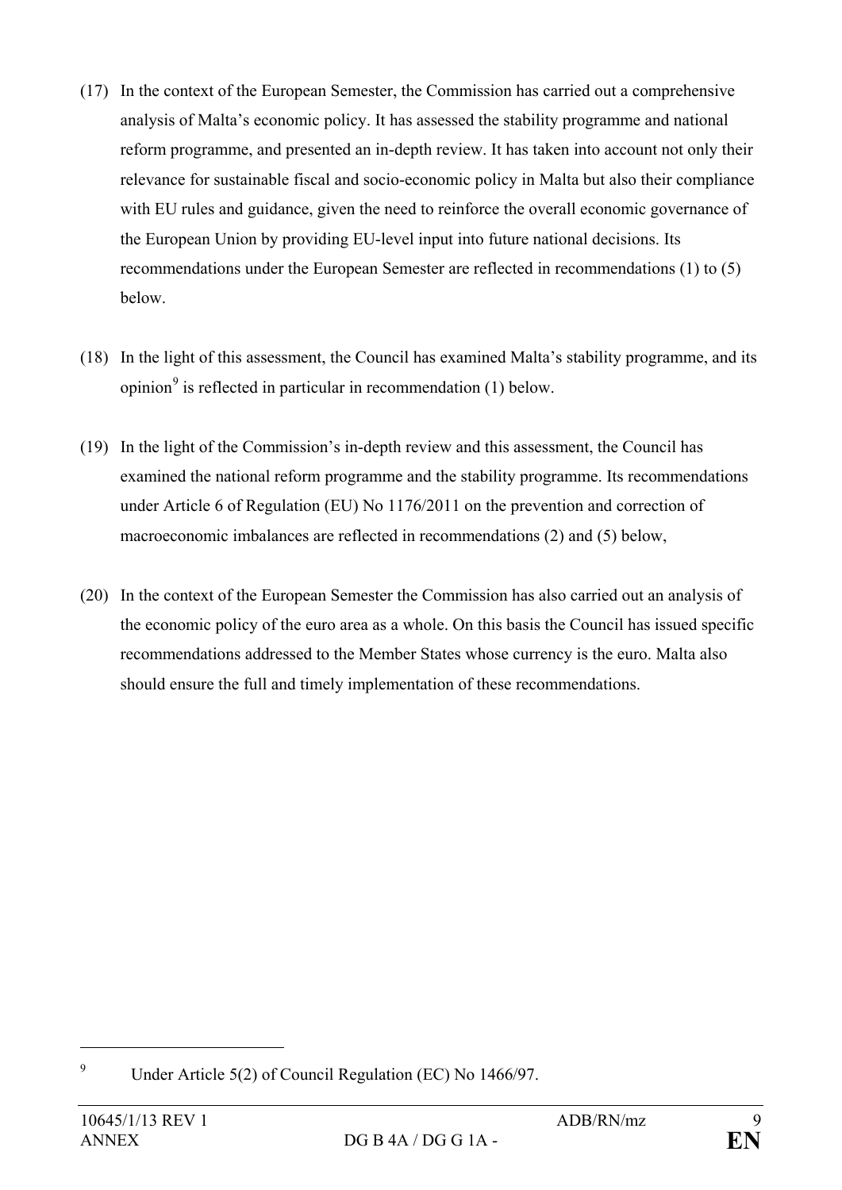(17) In the context of the European Semester, the Commission has carried out a comprehensive analysis of Malta's economic policy. It has assessed the stability programme and national reform programme, and presented an in-depth review. It has taken into account not only their relevance for sustainable fiscal and socio-economic policy in Malta but also their compliance with EU rules and guidance, given the need to reinforce the overall economic governance of the European Union by providing EU-level input into future national decisions. Its recommendations under the European Semester are reflected in recommendations (1) to (5) below.

(18) In the light of this assessment, the Council has examined Malta's stability programme, and its opinion[9] is reflected in particular in recommendation (1) below.

(19) In the light of the Commission's in-depth review and this assessment, the Council has examined the national reform programme and the stability programme. Its recommendations under Article 6 of Regulation (EU) No 1176/2011 on the prevention and correction of macroeconomic imbalances are reflected in recommendations (2) and (5) below,

(20) In the context of the European Semester the Commission has also carried out an analysis of the economic policy of the euro area as a whole. On this basis the Council has issued specific recommendations addressed to the Member States whose currency is the euro. Malta also should ensure the full and timely implementation of these recommendations.

---

[9] Under Article 5(2) of Council Regulation (EC) No 1466/97.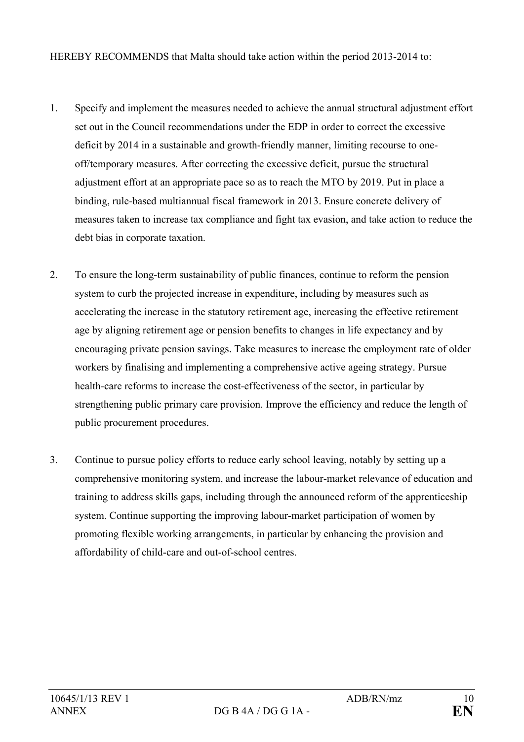HEREBY RECOMMENDS that Malta should take action within the period 2013-2014 to:

1. Specify and implement the measures needed to achieve the annual structural adjustment effort set out in the Council recommendations under the EDP in order to correct the excessive deficit by 2014 in a sustainable and growth-friendly manner, limiting recourse to one-off/temporary measures. After correcting the excessive deficit, pursue the structural adjustment effort at an appropriate pace so as to reach the MTO by 2019. Put in place a binding, rule-based multiannual fiscal framework in 2013. Ensure concrete delivery of measures taken to increase tax compliance and fight tax evasion, and take action to reduce the debt bias in corporate taxation.

2. To ensure the long-term sustainability of public finances, continue to reform the pension system to curb the projected increase in expenditure, including by measures such as accelerating the increase in the statutory retirement age, increasing the effective retirement age by aligning retirement age or pension benefits to changes in life expectancy and by encouraging private pension savings. Take measures to increase the employment rate of older workers by finalising and implementing a comprehensive active ageing strategy. Pursue health-care reforms to increase the cost-effectiveness of the sector, in particular by strengthening public primary care provision. Improve the efficiency and reduce the length of public procurement procedures.

3. Continue to pursue policy efforts to reduce early school leaving, notably by setting up a comprehensive monitoring system, and increase the labour-market relevance of education and training to address skills gaps, including through the announced reform of the apprenticeship system. Continue supporting the improving labour-market participation of women by promoting flexible working arrangements, in particular by enhancing the provision and affordability of child-care and out-of-school centres.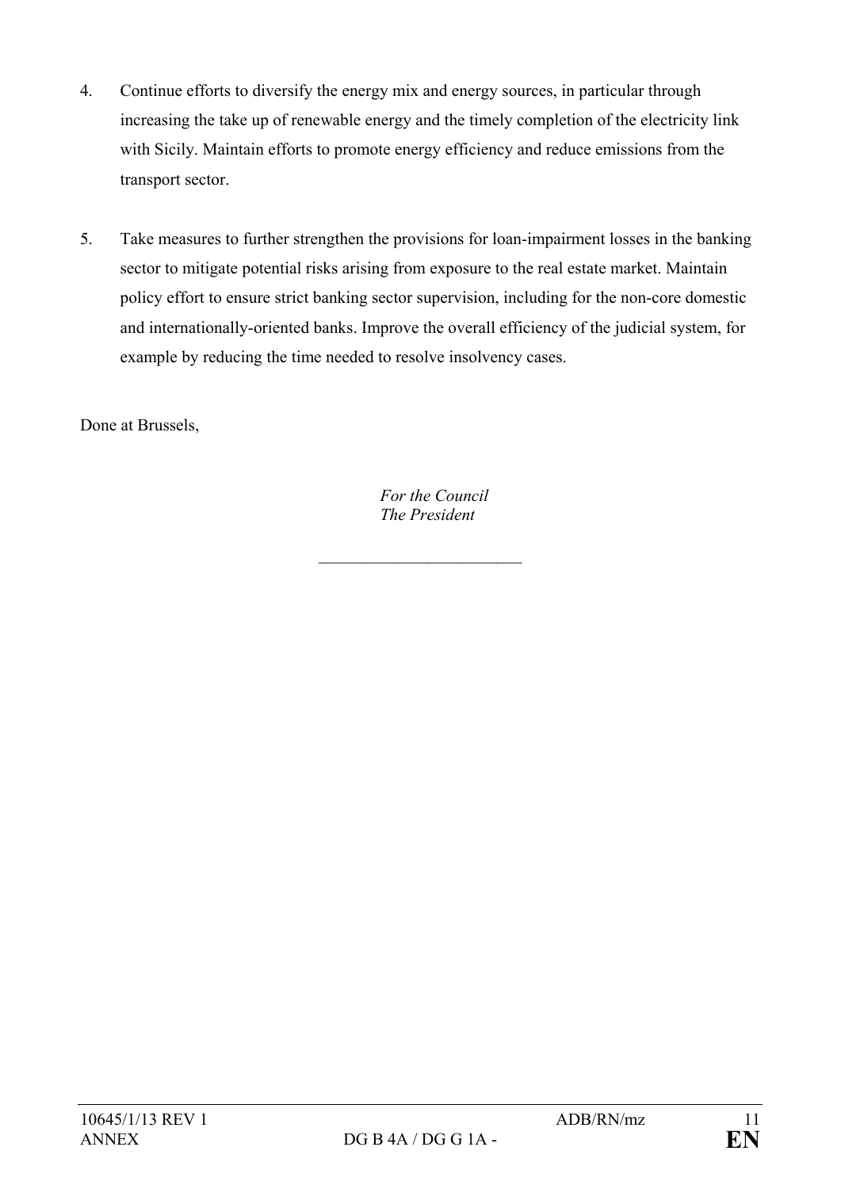4. Continue efforts to diversify the energy mix and energy sources, in particular through increasing the take up of renewable energy and the timely completion of the electricity link with Sicily. Maintain efforts to promote energy efficiency and reduce emissions from the transport sector.

5. Take measures to further strengthen the provisions for loan-impairment losses in the banking sector to mitigate potential risks arising from exposure to the real estate market. Maintain policy effort to ensure strict banking sector supervision, including for the non-core domestic and internationally-oriented banks. Improve the overall efficiency of the judicial system, for example by reducing the time needed to resolve insolvency cases.

Done at Brussels,

*For the Council*
*The President*